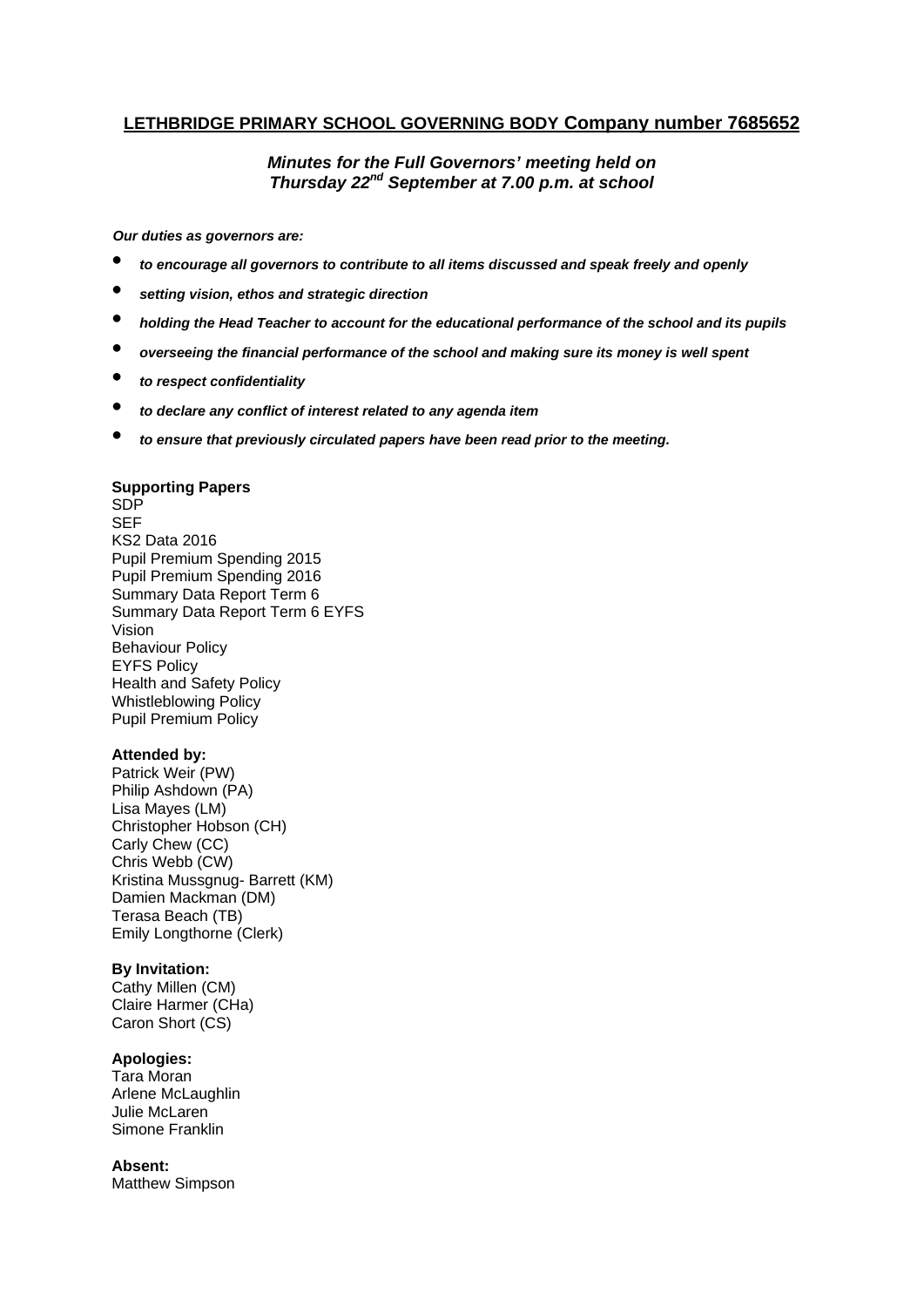# LETHBRIDGE PRIMARY SCHOOL GOVERNING BODY Company number 7685652

***Minutes for the Full Governors' meeting held on Thursday 22nd September at 7.00 p.m. at school***

***Our duties as governors are:***

- ***to encourage all governors to contribute to all items discussed and speak freely and openly***
- ***setting vision, ethos and strategic direction***
- ***holding the Head Teacher to account for the educational performance of the school and its pupils***
- ***overseeing the financial performance of the school and making sure its money is well spent***
- ***to respect confidentiality***
- ***to declare any conflict of interest related to any agenda item***
- ***to ensure that previously circulated papers have been read prior to the meeting.***

**Supporting Papers**
SDP
SEF
KS2 Data 2016
Pupil Premium Spending 2015
Pupil Premium Spending 2016
Summary Data Report Term 6
Summary Data Report Term 6 EYFS
Vision
Behaviour Policy
EYFS Policy
Health and Safety Policy
Whistleblowing Policy
Pupil Premium Policy

**Attended by:**
Patrick Weir (PW)
Philip Ashdown (PA)
Lisa Mayes (LM)
Christopher Hobson (CH)
Carly Chew (CC)
Chris Webb (CW)
Kristina Mussgnug- Barrett (KM)
Damien Mackman (DM)
Terasa Beach (TB)
Emily Longthorne (Clerk)

**By Invitation:**
Cathy Millen (CM)
Claire Harmer (CHa)
Caron Short (CS)

**Apologies:**
Tara Moran
Arlene McLaughlin
Julie McLaren
Simone Franklin

**Absent:**
Matthew Simpson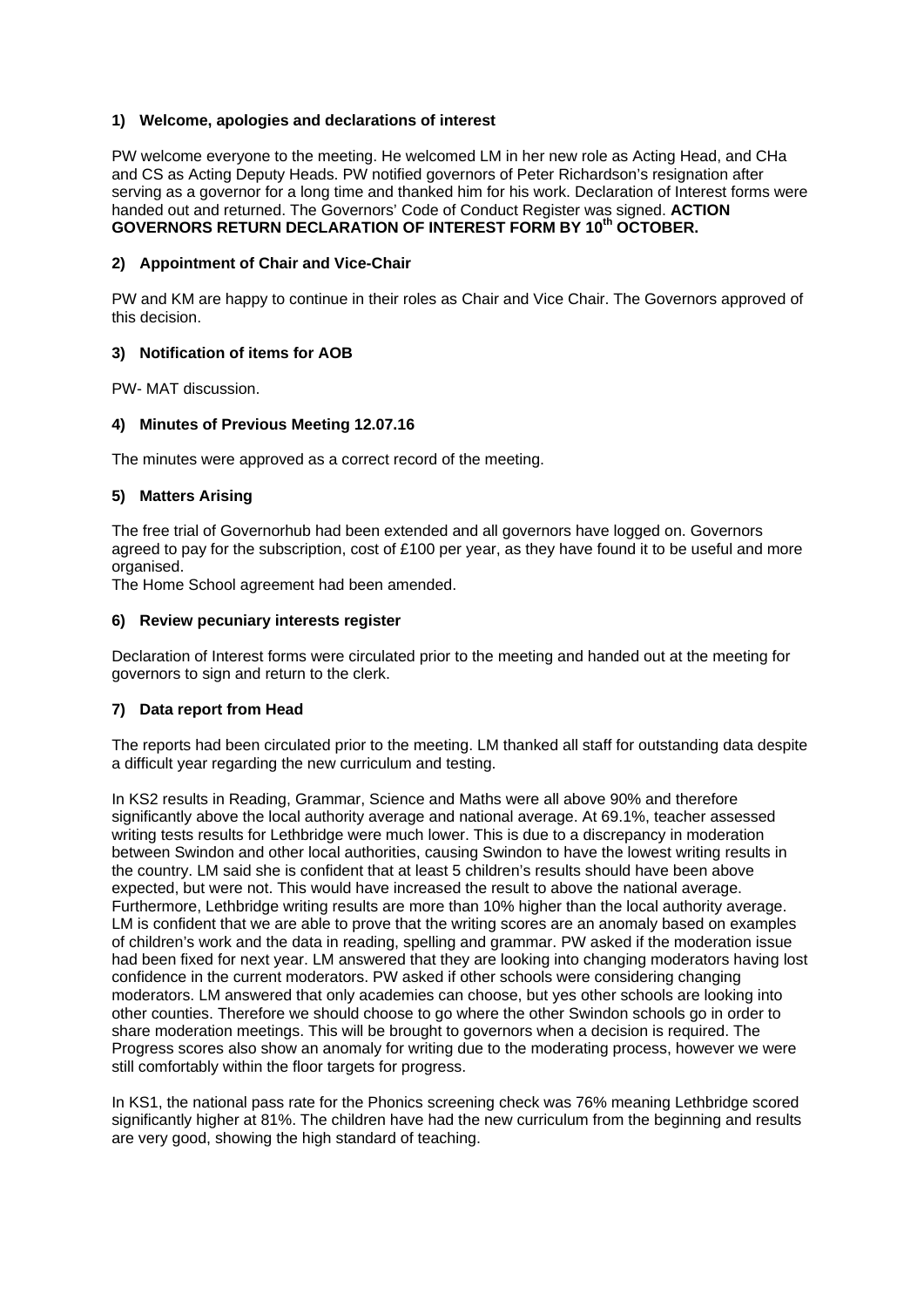### 1) Welcome, apologies and declarations of interest

PW welcome everyone to the meeting. He welcomed LM in her new role as Acting Head, and CHa and CS as Acting Deputy Heads. PW notified governors of Peter Richardson's resignation after serving as a governor for a long time and thanked him for his work. Declaration of Interest forms were handed out and returned. The Governors' Code of Conduct Register was signed. **ACTION GOVERNORS RETURN DECLARATION OF INTEREST FORM BY 10th OCTOBER.**

### 2) Appointment of Chair and Vice-Chair

PW and KM are happy to continue in their roles as Chair and Vice Chair. The Governors approved of this decision.

### 3) Notification of items for AOB

PW- MAT discussion.

### 4) Minutes of Previous Meeting 12.07.16

The minutes were approved as a correct record of the meeting.

### 5) Matters Arising

The free trial of Governorhub had been extended and all governors have logged on. Governors agreed to pay for the subscription, cost of £100 per year, as they have found it to be useful and more organised.

The Home School agreement had been amended.

### 6) Review pecuniary interests register

Declaration of Interest forms were circulated prior to the meeting and handed out at the meeting for governors to sign and return to the clerk.

### 7) Data report from Head

The reports had been circulated prior to the meeting. LM thanked all staff for outstanding data despite a difficult year regarding the new curriculum and testing.

In KS2 results in Reading, Grammar, Science and Maths were all above 90% and therefore significantly above the local authority average and national average. At 69.1%, teacher assessed writing tests results for Lethbridge were much lower. This is due to a discrepancy in moderation between Swindon and other local authorities, causing Swindon to have the lowest writing results in the country. LM said she is confident that at least 5 children's results should have been above expected, but were not. This would have increased the result to above the national average. Furthermore, Lethbridge writing results are more than 10% higher than the local authority average. LM is confident that we are able to prove that the writing scores are an anomaly based on examples of children's work and the data in reading, spelling and grammar. PW asked if the moderation issue had been fixed for next year. LM answered that they are looking into changing moderators having lost confidence in the current moderators. PW asked if other schools were considering changing moderators. LM answered that only academies can choose, but yes other schools are looking into other counties. Therefore we should choose to go where the other Swindon schools go in order to share moderation meetings. This will be brought to governors when a decision is required. The Progress scores also show an anomaly for writing due to the moderating process, however we were still comfortably within the floor targets for progress.

In KS1, the national pass rate for the Phonics screening check was 76% meaning Lethbridge scored significantly higher at 81%. The children have had the new curriculum from the beginning and results are very good, showing the high standard of teaching.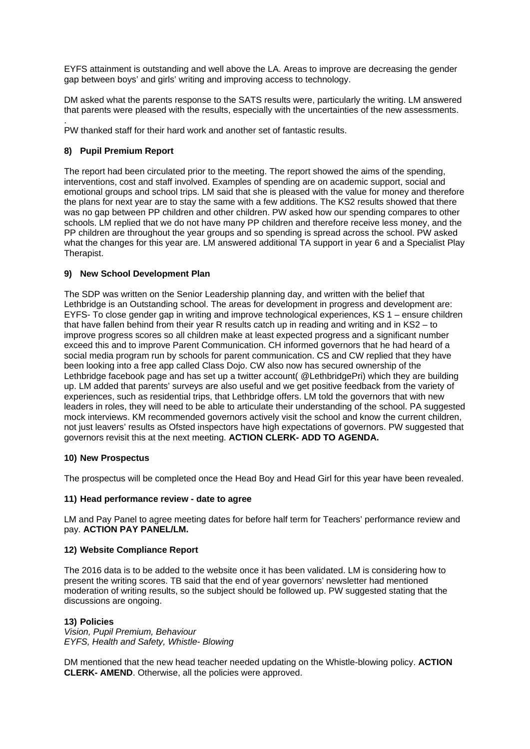EYFS attainment is outstanding and well above the LA. Areas to improve are decreasing the gender gap between boys' and girls' writing and improving access to technology.

DM asked what the parents response to the SATS results were, particularly the writing. LM answered that parents were pleased with the results, especially with the uncertainties of the new assessments.

.
PW thanked staff for their hard work and another set of fantastic results.

### 8) Pupil Premium Report

The report had been circulated prior to the meeting. The report showed the aims of the spending, interventions, cost and staff involved. Examples of spending are on academic support, social and emotional groups and school trips. LM said that she is pleased with the value for money and therefore the plans for next year are to stay the same with a few additions. The KS2 results showed that there was no gap between PP children and other children. PW asked how our spending compares to other schools. LM replied that we do not have many PP children and therefore receive less money, and the PP children are throughout the year groups and so spending is spread across the school. PW asked what the changes for this year are. LM answered additional TA support in year 6 and a Specialist Play Therapist.

### 9) New School Development Plan

The SDP was written on the Senior Leadership planning day, and written with the belief that Lethbridge is an Outstanding school. The areas for development in progress and development are: EYFS- To close gender gap in writing and improve technological experiences, KS 1 – ensure children that have fallen behind from their year R results catch up in reading and writing and in KS2 – to improve progress scores so all children make at least expected progress and a significant number exceed this and to improve Parent Communication. CH informed governors that he had heard of a social media program run by schools for parent communication. CS and CW replied that they have been looking into a free app called Class Dojo. CW also now has secured ownership of the Lethbridge facebook page and has set up a twitter account( @LethbridgePri) which they are building up. LM added that parents' surveys are also useful and we get positive feedback from the variety of experiences, such as residential trips, that Lethbridge offers. LM told the governors that with new leaders in roles, they will need to be able to articulate their understanding of the school. PA suggested mock interviews. KM recommended governors actively visit the school and know the current children, not just leavers' results as Ofsted inspectors have high expectations of governors. PW suggested that governors revisit this at the next meeting. **ACTION CLERK- ADD TO AGENDA.**

### 10) New Prospectus

The prospectus will be completed once the Head Boy and Head Girl for this year have been revealed.

### 11) Head performance review - date to agree

LM and Pay Panel to agree meeting dates for before half term for Teachers' performance review and pay. **ACTION PAY PANEL/LM.**

### 12) Website Compliance Report

The 2016 data is to be added to the website once it has been validated. LM is considering how to present the writing scores. TB said that the end of year governors' newsletter had mentioned moderation of writing results, so the subject should be followed up. PW suggested stating that the discussions are ongoing.

### 13) Policies

*Vision, Pupil Premium, Behaviour*
*EYFS, Health and Safety, Whistle- Blowing*

DM mentioned that the new head teacher needed updating on the Whistle-blowing policy. **ACTION CLERK- AMEND**. Otherwise, all the policies were approved.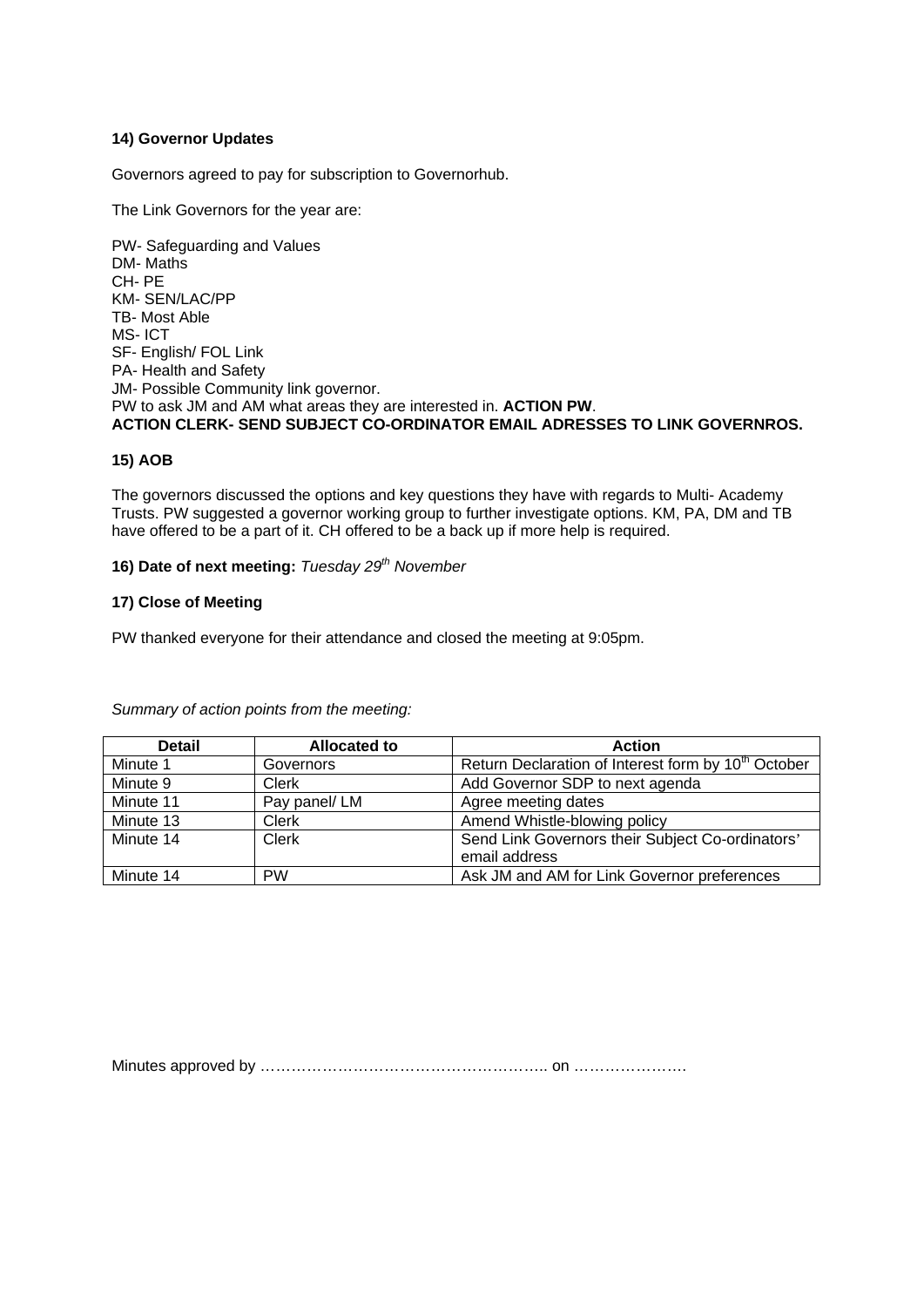**14) Governor Updates**

Governors agreed to pay for subscription to Governorhub.

The Link Governors for the year are:

PW- Safeguarding and Values
DM- Maths
CH- PE
KM- SEN/LAC/PP
TB- Most Able
MS- ICT
SF- English/ FOL Link
PA- Health and Safety
JM- Possible Community link governor.
PW to ask JM and AM what areas they are interested in. **ACTION PW**.
**ACTION CLERK- SEND SUBJECT CO-ORDINATOR EMAIL ADRESSES TO LINK GOVERNROS.**

**15) AOB**

The governors discussed the options and key questions they have with regards to Multi- Academy Trusts. PW suggested a governor working group to further investigate options. KM, PA, DM and TB have offered to be a part of it. CH offered to be a back up if more help is required.

**16) Date of next meeting:** *Tuesday 29th November*

**17) Close of Meeting**

PW thanked everyone for their attendance and closed the meeting at 9:05pm.

*Summary of action points from the meeting:*

| Detail | Allocated to | Action |
|---|---|---|
| Minute 1 | Governors | Return Declaration of Interest form by 10th October |
| Minute 9 | Clerk | Add Governor SDP to next agenda |
| Minute 11 | Pay panel/ LM | Agree meeting dates |
| Minute 13 | Clerk | Amend Whistle-blowing policy |
| Minute 14 | Clerk | Send Link Governors their Subject Co-ordinators' email address |
| Minute 14 | PW | Ask JM and AM for Link Governor preferences |

Minutes approved by ………………………………………………….. on ………………….